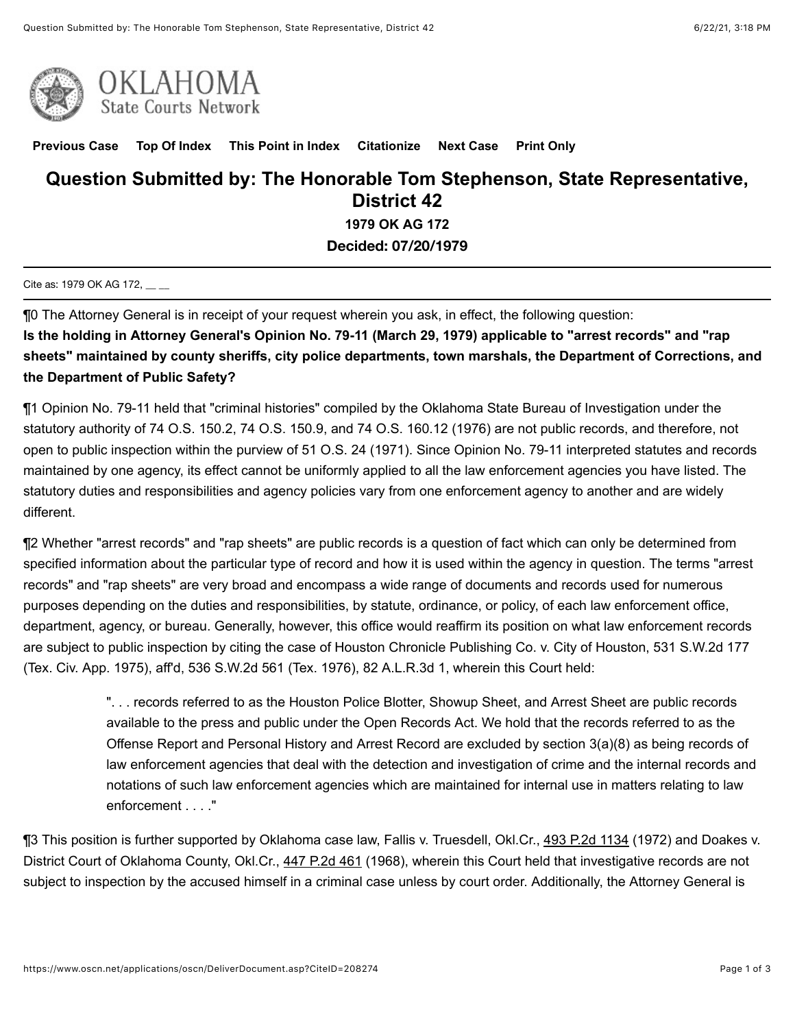Previous Case Top Of Index This Point in Index Citationize Next Case Print Only

# Question Submitted by: The Honorable Tom Stephenson, State Representative, District 42

**1979 OK AG 172**

**Decided: 07/20/1979**

Cite as: 1979 OK AG 172, __ __

¶0 The Attorney General is in receipt of your request wherein you ask, in effect, the following question:
**Is the holding in Attorney General's Opinion No. 79-11 (March 29, 1979) applicable to "arrest records" and "rap sheets" maintained by county sheriffs, city police departments, town marshals, the Department of Corrections, and the Department of Public Safety?**

¶1 Opinion No. 79-11 held that "criminal histories" compiled by the Oklahoma State Bureau of Investigation under the statutory authority of 74 O.S. 150.2, 74 O.S. 150.9, and 74 O.S. 160.12 (1976) are not public records, and therefore, not open to public inspection within the purview of 51 O.S. 24 (1971). Since Opinion No. 79-11 interpreted statutes and records maintained by one agency, its effect cannot be uniformly applied to all the law enforcement agencies you have listed. The statutory duties and responsibilities and agency policies vary from one enforcement agency to another and are widely different.

¶2 Whether "arrest records" and "rap sheets" are public records is a question of fact which can only be determined from specified information about the particular type of record and how it is used within the agency in question. The terms "arrest records" and "rap sheets" are very broad and encompass a wide range of documents and records used for numerous purposes depending on the duties and responsibilities, by statute, ordinance, or policy, of each law enforcement office, department, agency, or bureau. Generally, however, this office would reaffirm its position on what law enforcement records are subject to public inspection by citing the case of Houston Chronicle Publishing Co. v. City of Houston, 531 S.W.2d 177 (Tex. Civ. App. 1975), aff'd, 536 S.W.2d 561 (Tex. 1976), 82 A.L.R.3d 1, wherein this Court held:

> ". . . records referred to as the Houston Police Blotter, Showup Sheet, and Arrest Sheet are public records available to the press and public under the Open Records Act. We hold that the records referred to as the Offense Report and Personal History and Arrest Record are excluded by section 3(a)(8) as being records of law enforcement agencies that deal with the detection and investigation of crime and the internal records and notations of such law enforcement agencies which are maintained for internal use in matters relating to law enforcement . . . ."

¶3 This position is further supported by Oklahoma case law, Fallis v. Truesdell, Okl.Cr., 493 P.2d 1134 (1972) and Doakes v. District Court of Oklahoma County, Okl.Cr., 447 P.2d 461 (1968), wherein this Court held that investigative records are not subject to inspection by the accused himself in a criminal case unless by court order. Additionally, the Attorney General is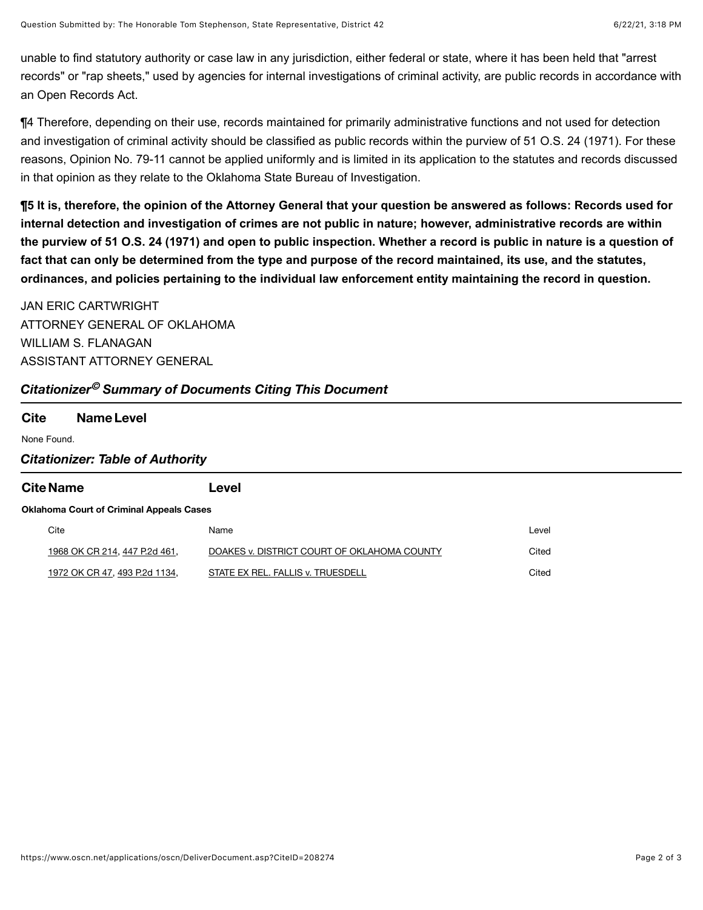unable to find statutory authority or case law in any jurisdiction, either federal or state, where it has been held that "arrest records" or "rap sheets," used by agencies for internal investigations of criminal activity, are public records in accordance with an Open Records Act.

¶4 Therefore, depending on their use, records maintained for primarily administrative functions and not used for detection and investigation of criminal activity should be classified as public records within the purview of 51 O.S. 24 (1971). For these reasons, Opinion No. 79-11 cannot be applied uniformly and is limited in its application to the statutes and records discussed in that opinion as they relate to the Oklahoma State Bureau of Investigation.

**¶5 It is, therefore, the opinion of the Attorney General that your question be answered as follows: Records used for internal detection and investigation of crimes are not public in nature; however, administrative records are within the purview of 51 O.S. 24 (1971) and open to public inspection. Whether a record is public in nature is a question of fact that can only be determined from the type and purpose of the record maintained, its use, and the statutes, ordinances, and policies pertaining to the individual law enforcement entity maintaining the record in question.**

JAN ERIC CARTWRIGHT
ATTORNEY GENERAL OF OKLAHOMA
WILLIAM S. FLANAGAN
ASSISTANT ATTORNEY GENERAL

### *Citationizer© Summary of Documents Citing This Document*

| Cite | Name | Level |
|---|---|---|

None Found.

### *Citationizer: Table of Authority*

| Cite | Name | Level |
|---|---|---|
| **Oklahoma Court of Criminal Appeals Cases** | | |
| Cite | Name | Level |
| 1968 OK CR 214, 447 P.2d 461, | DOAKES v. DISTRICT COURT OF OKLAHOMA COUNTY | Cited |
| 1972 OK CR 47, 493 P.2d 1134, | STATE EX REL. FALLIS v. TRUESDELL | Cited |